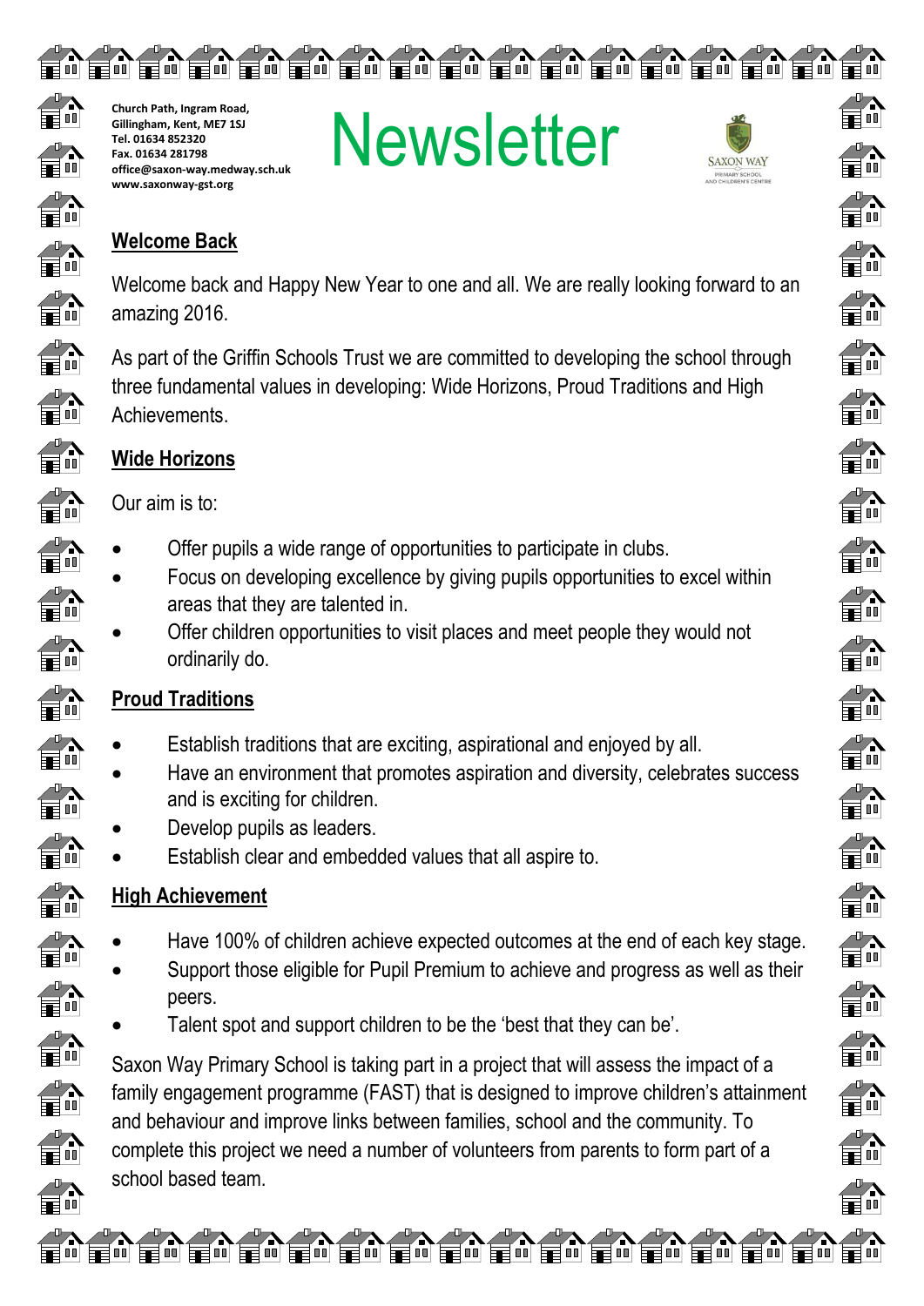Church Path, Ingram Road,
Gillingham, Kent, ME7 1SJ
Tel. 01634 852320
Fax. 01634 281798
office@saxon-way.medway.sch.uk
www.saxonway-gst.org

# Newsletter

SAXON WAY
PRIMARY SCHOOL
AND CHILDREN'S CENTRE

## Welcome Back

Welcome back and Happy New Year to one and all. We are really looking forward to an amazing 2016.

As part of the Griffin Schools Trust we are committed to developing the school through three fundamental values in developing: Wide Horizons, Proud Traditions and High Achievements.

## Wide Horizons

Our aim is to:

- Offer pupils a wide range of opportunities to participate in clubs.
- Focus on developing excellence by giving pupils opportunities to excel within areas that they are talented in.
- Offer children opportunities to visit places and meet people they would not ordinarily do.

## Proud Traditions

- Establish traditions that are exciting, aspirational and enjoyed by all.
- Have an environment that promotes aspiration and diversity, celebrates success and is exciting for children.
- Develop pupils as leaders.
- Establish clear and embedded values that all aspire to.

## High Achievement

- Have 100% of children achieve expected outcomes at the end of each key stage.
- Support those eligible for Pupil Premium to achieve and progress as well as their peers.
- Talent spot and support children to be the 'best that they can be'.

Saxon Way Primary School is taking part in a project that will assess the impact of a family engagement programme (FAST) that is designed to improve children's attainment and behaviour and improve links between families, school and the community. To complete this project we need a number of volunteers from parents to form part of a school based team.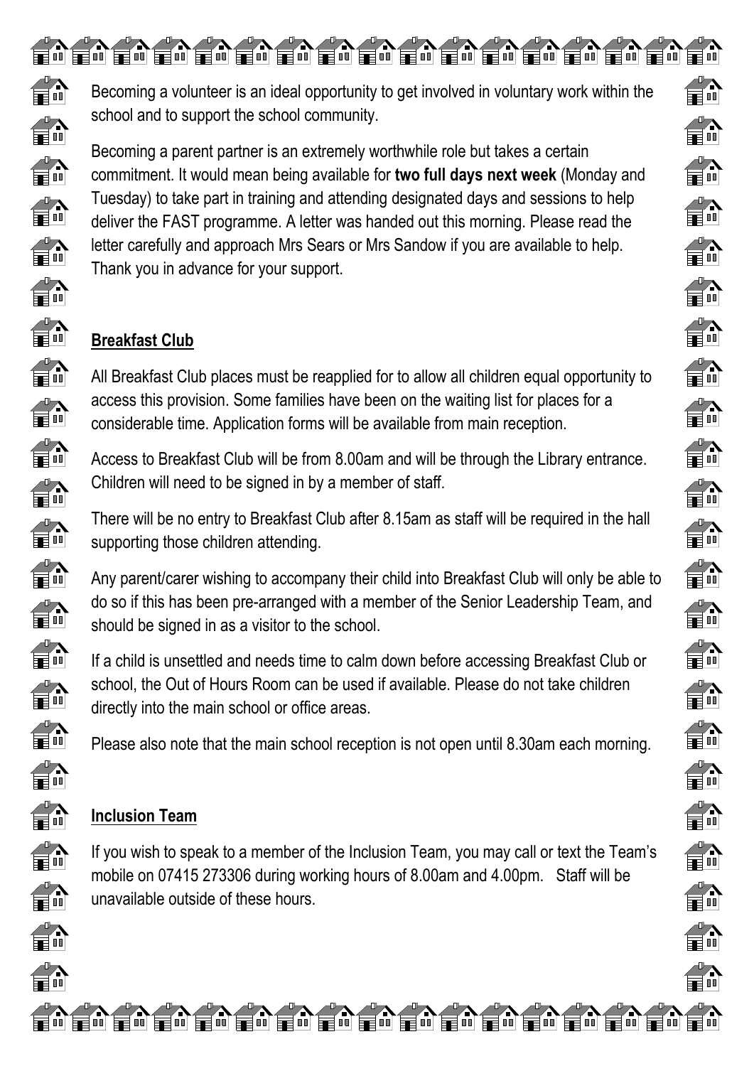Becoming a volunteer is an ideal opportunity to get involved in voluntary work within the school and to support the school community.

Becoming a parent partner is an extremely worthwhile role but takes a certain commitment. It would mean being available for **two full days next week** (Monday and Tuesday) to take part in training and attending designated days and sessions to help deliver the FAST programme. A letter was handed out this morning. Please read the letter carefully and approach Mrs Sears or Mrs Sandow if you are available to help. Thank you in advance for your support.

## Breakfast Club

All Breakfast Club places must be reapplied for to allow all children equal opportunity to access this provision. Some families have been on the waiting list for places for a considerable time. Application forms will be available from main reception.

Access to Breakfast Club will be from 8.00am and will be through the Library entrance. Children will need to be signed in by a member of staff.

There will be no entry to Breakfast Club after 8.15am as staff will be required in the hall supporting those children attending.

Any parent/carer wishing to accompany their child into Breakfast Club will only be able to do so if this has been pre-arranged with a member of the Senior Leadership Team, and should be signed in as a visitor to the school.

If a child is unsettled and needs time to calm down before accessing Breakfast Club or school, the Out of Hours Room can be used if available. Please do not take children directly into the main school or office areas.

Please also note that the main school reception is not open until 8.30am each morning.

## Inclusion Team

If you wish to speak to a member of the Inclusion Team, you may call or text the Team's mobile on 07415 273306 during working hours of 8.00am and 4.00pm. Staff will be unavailable outside of these hours.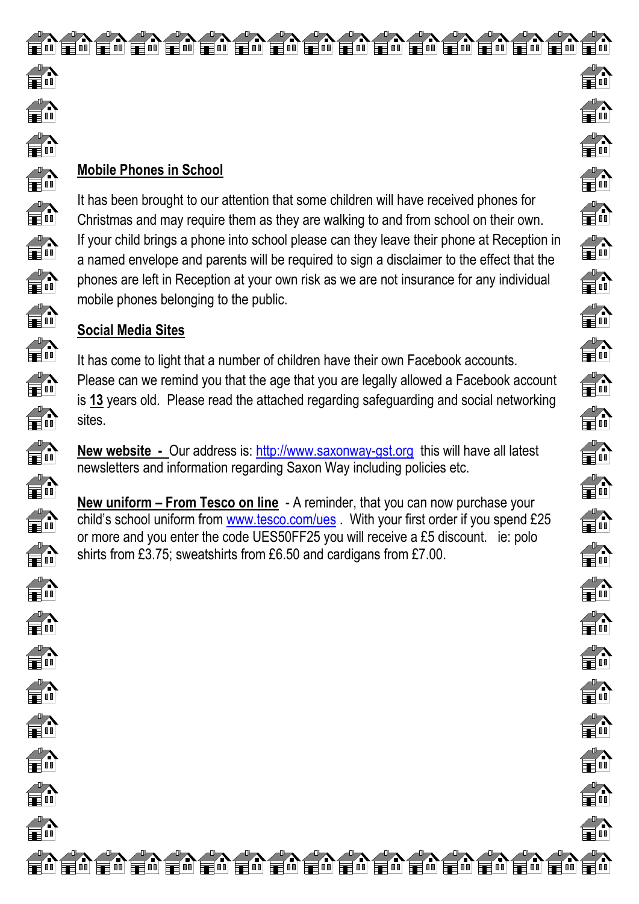## Mobile Phones in School

It has been brought to our attention that some children will have received phones for Christmas and may require them as they are walking to and from school on their own. If your child brings a phone into school please can they leave their phone at Reception in a named envelope and parents will be required to sign a disclaimer to the effect that the phones are left in Reception at your own risk as we are not insurance for any individual mobile phones belonging to the public.

## Social Media Sites

It has come to light that a number of children have their own Facebook accounts. Please can we remind you that the age that you are legally allowed a Facebook account is **13** years old. Please read the attached regarding safeguarding and social networking sites.

**New website -** Our address is: http://www.saxonway-gst.org this will have all latest newsletters and information regarding Saxon Way including policies etc.

**New uniform – From Tesco on line** - A reminder, that you can now purchase your child's school uniform from www.tesco.com/ues . With your first order if you spend £25 or more and you enter the code UES50FF25 you will receive a £5 discount. ie: polo shirts from £3.75; sweatshirts from £6.50 and cardigans from £7.00.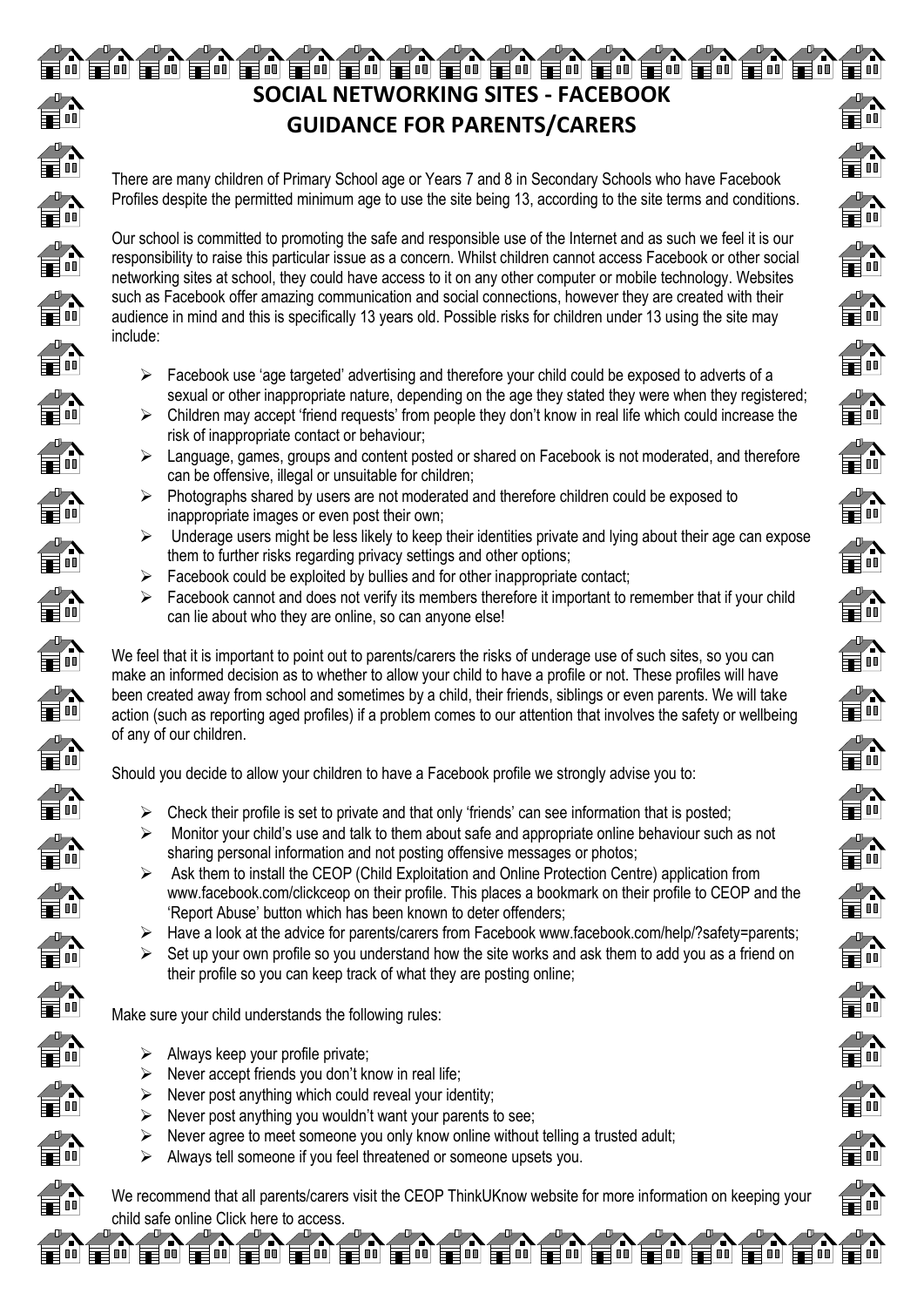# SOCIAL NETWORKING SITES - FACEBOOK
# GUIDANCE FOR PARENTS/CARERS

There are many children of Primary School age or Years 7 and 8 in Secondary Schools who have Facebook Profiles despite the permitted minimum age to use the site being 13, according to the site terms and conditions.

Our school is committed to promoting the safe and responsible use of the Internet and as such we feel it is our responsibility to raise this particular issue as a concern. Whilst children cannot access Facebook or other social networking sites at school, they could have access to it on any other computer or mobile technology. Websites such as Facebook offer amazing communication and social connections, however they are created with their audience in mind and this is specifically 13 years old. Possible risks for children under 13 using the site may include:

- Facebook use 'age targeted' advertising and therefore your child could be exposed to adverts of a sexual or other inappropriate nature, depending on the age they stated they were when they registered;
- Children may accept 'friend requests' from people they don't know in real life which could increase the risk of inappropriate contact or behaviour;
- Language, games, groups and content posted or shared on Facebook is not moderated, and therefore can be offensive, illegal or unsuitable for children;
- Photographs shared by users are not moderated and therefore children could be exposed to inappropriate images or even post their own;
- Underage users might be less likely to keep their identities private and lying about their age can expose them to further risks regarding privacy settings and other options;
- Facebook could be exploited by bullies and for other inappropriate contact;
- Facebook cannot and does not verify its members therefore it important to remember that if your child can lie about who they are online, so can anyone else!

We feel that it is important to point out to parents/carers the risks of underage use of such sites, so you can make an informed decision as to whether to allow your child to have a profile or not. These profiles will have been created away from school and sometimes by a child, their friends, siblings or even parents. We will take action (such as reporting aged profiles) if a problem comes to our attention that involves the safety or wellbeing of any of our children.

Should you decide to allow your children to have a Facebook profile we strongly advise you to:

- Check their profile is set to private and that only 'friends' can see information that is posted;
- Monitor your child's use and talk to them about safe and appropriate online behaviour such as not sharing personal information and not posting offensive messages or photos;
- Ask them to install the CEOP (Child Exploitation and Online Protection Centre) application from www.facebook.com/clickceop on their profile. This places a bookmark on their profile to CEOP and the 'Report Abuse' button which has been known to deter offenders;
- Have a look at the advice for parents/carers from Facebook www.facebook.com/help/?safety=parents;
- Set up your own profile so you understand how the site works and ask them to add you as a friend on their profile so you can keep track of what they are posting online;

Make sure your child understands the following rules:

- Always keep your profile private;
- Never accept friends you don't know in real life;
- Never post anything which could reveal your identity;
- Never post anything you wouldn't want your parents to see;
- Never agree to meet someone you only know online without telling a trusted adult;
- Always tell someone if you feel threatened or someone upsets you.

We recommend that all parents/carers visit the CEOP ThinkUKnow website for more information on keeping your child safe online Click here to access.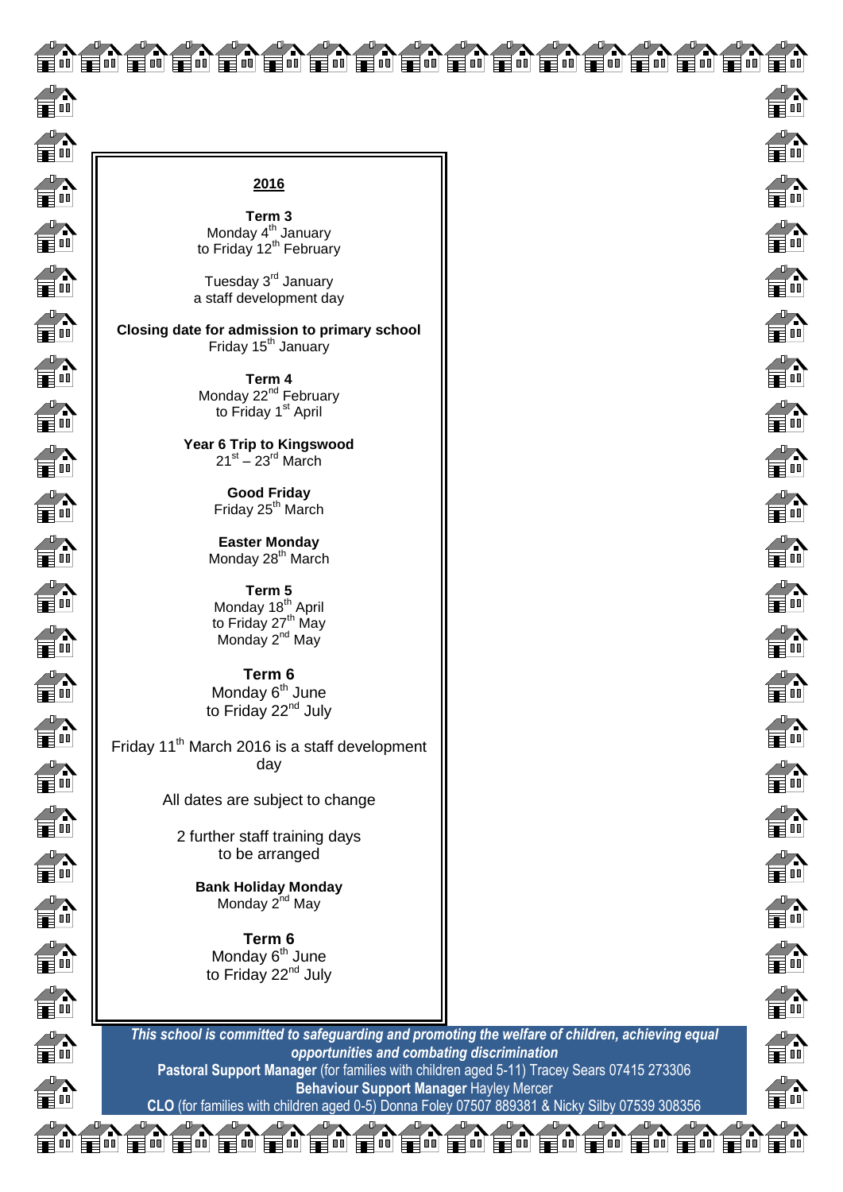**2016**

**Term 3**
Monday 4th January
to Friday 12th February

Tuesday 3rd January
a staff development day

**Closing date for admission to primary school**
Friday 15th January

**Term 4**
Monday 22nd February
to Friday 1st April

**Year 6 Trip to Kingswood**
21st – 23rd March

**Good Friday**
Friday 25th March

**Easter Monday**
Monday 28th March

**Term 5**
Monday 18th April
to Friday 27th May
Monday 2nd May

**Term 6**
Monday 6th June
to Friday 22nd July

Friday 11th March 2016 is a staff development day

All dates are subject to change

2 further staff training days
to be arranged

**Bank Holiday Monday**
Monday 2nd May

**Term 6**
Monday 6th June
to Friday 22nd July

***This school is committed to safeguarding and promoting the welfare of children, achieving equal opportunities and combating discrimination***

**Pastoral Support Manager** (for families with children aged 5-11) Tracey Sears 07415 273306

**Behaviour Support Manager** Hayley Mercer

**CLO** (for families with children aged 0-5) Donna Foley 07507 889381 & Nicky Silby 07539 308356